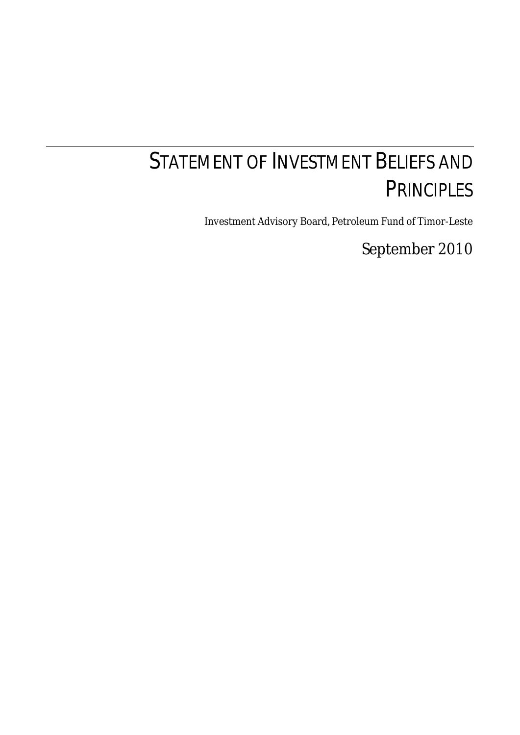# Statement of Investment Beliefs and Principles

Investment Advisory Board, Petroleum Fund of Timor-Leste

September 2010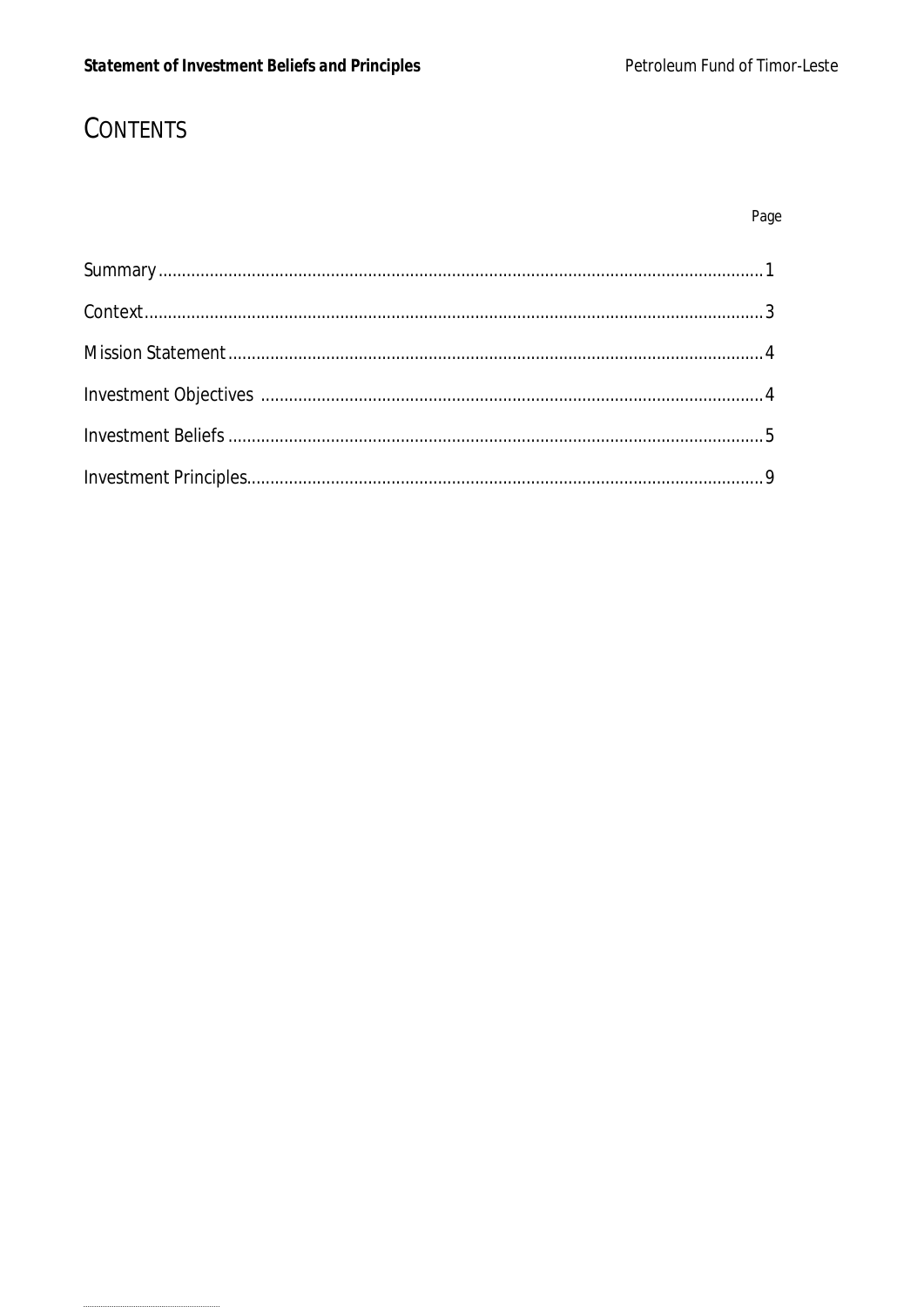# CONTENTS

| | Page |
|---|---|
| Summary | 1 |
| Context | 3 |
| Mission Statement | 4 |
| Investment Objectives | 4 |
| Investment Beliefs | 5 |
| Investment Principles | 9 |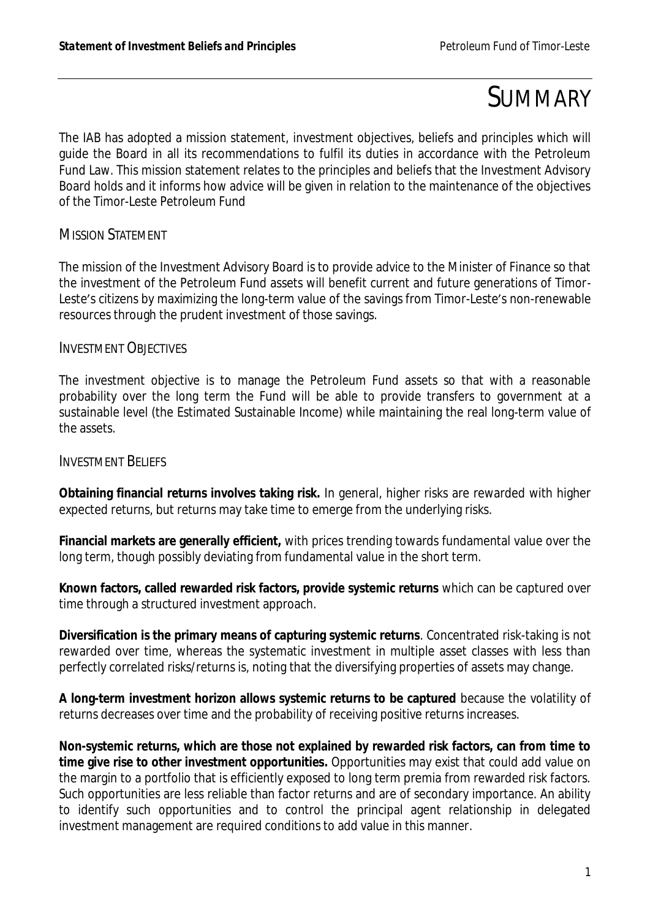# SUMMARY

The IAB has adopted a mission statement, investment objectives, beliefs and principles which will guide the Board in all its recommendations to fulfil its duties in accordance with the Petroleum Fund Law. This mission statement relates to the principles and beliefs that the Investment Advisory Board holds and it informs how advice will be given in relation to the maintenance of the objectives of the Timor-Leste Petroleum Fund

## MISSION STATEMENT

The mission of the Investment Advisory Board is to provide advice to the Minister of Finance so that the investment of the Petroleum Fund assets will benefit current and future generations of Timor-Leste's citizens by maximizing the long-term value of the savings from Timor-Leste's non-renewable resources through the prudent investment of those savings.

## INVESTMENT OBJECTIVES

The investment objective is to manage the Petroleum Fund assets so that with a reasonable probability over the long term the Fund will be able to provide transfers to government at a sustainable level (the Estimated Sustainable Income) while maintaining the real long-term value of the assets.

## INVESTMENT BELIEFS

**Obtaining financial returns involves taking risk.** In general, higher risks are rewarded with higher expected returns, but returns may take time to emerge from the underlying risks.

**Financial markets are generally efficient,** with prices trending towards fundamental value over the long term, though possibly deviating from fundamental value in the short term.

**Known factors, called rewarded risk factors, provide systemic returns** which can be captured over time through a structured investment approach.

**Diversification is the primary means of capturing systemic returns**. Concentrated risk-taking is not rewarded over time, whereas the systematic investment in multiple asset classes with less than perfectly correlated risks/returns is, noting that the diversifying properties of assets may change.

**A long-term investment horizon allows systemic returns to be captured** because the volatility of returns decreases over time and the probability of receiving positive returns increases.

**Non-systemic returns, which are those not explained by rewarded risk factors, can from time to time give rise to other investment opportunities.** Opportunities may exist that could add value on the margin to a portfolio that is efficiently exposed to long term premia from rewarded risk factors. Such opportunities are less reliable than factor returns and are of secondary importance. An ability to identify such opportunities and to control the principal agent relationship in delegated investment management are required conditions to add value in this manner.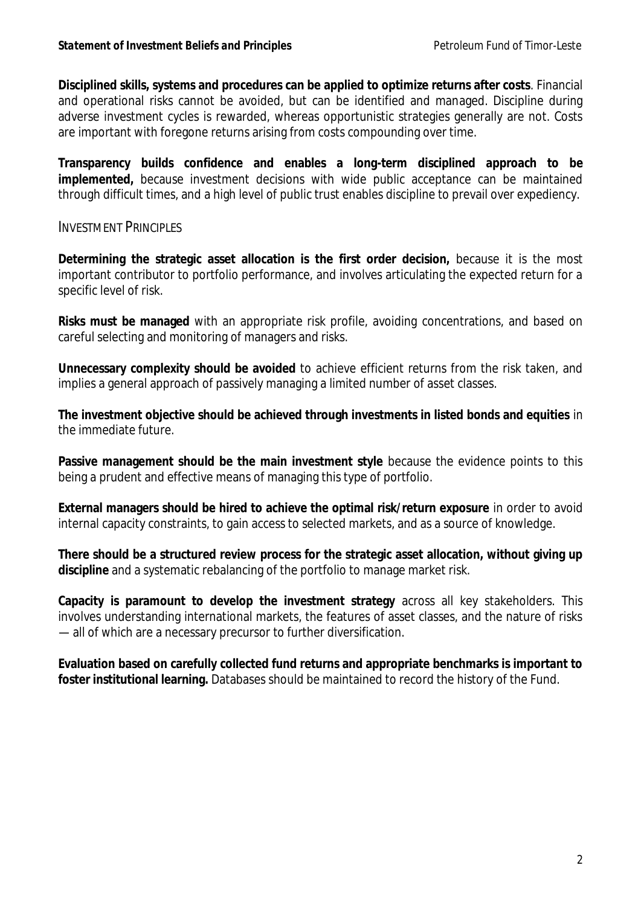**Disciplined skills, systems and procedures can be applied to optimize returns after costs**. Financial and operational risks cannot be avoided, but can be identified and managed. Discipline during adverse investment cycles is rewarded, whereas opportunistic strategies generally are not. Costs are important with foregone returns arising from costs compounding over time.

**Transparency builds confidence and enables a long-term disciplined approach to be implemented,** because investment decisions with wide public acceptance can be maintained through difficult times, and a high level of public trust enables discipline to prevail over expediency.

## INVESTMENT PRINCIPLES

**Determining the strategic asset allocation is the first order decision,** because it is the most important contributor to portfolio performance, and involves articulating the expected return for a specific level of risk.

**Risks must be managed** with an appropriate risk profile, avoiding concentrations, and based on careful selecting and monitoring of managers and risks.

**Unnecessary complexity should be avoided** to achieve efficient returns from the risk taken, and implies a general approach of passively managing a limited number of asset classes.

**The investment objective should be achieved through investments in listed bonds and equities** in the immediate future.

**Passive management should be the main investment style** because the evidence points to this being a prudent and effective means of managing this type of portfolio.

**External managers should be hired to achieve the optimal risk/return exposure** in order to avoid internal capacity constraints, to gain access to selected markets, and as a source of knowledge.

**There should be a structured review process for the strategic asset allocation, without giving up discipline** and a systematic rebalancing of the portfolio to manage market risk.

**Capacity is paramount to develop the investment strategy** across all key stakeholders. This involves understanding international markets, the features of asset classes, and the nature of risks — all of which are a necessary precursor to further diversification.

**Evaluation based on carefully collected fund returns and appropriate benchmarks is important to foster institutional learning.** Databases should be maintained to record the history of the Fund.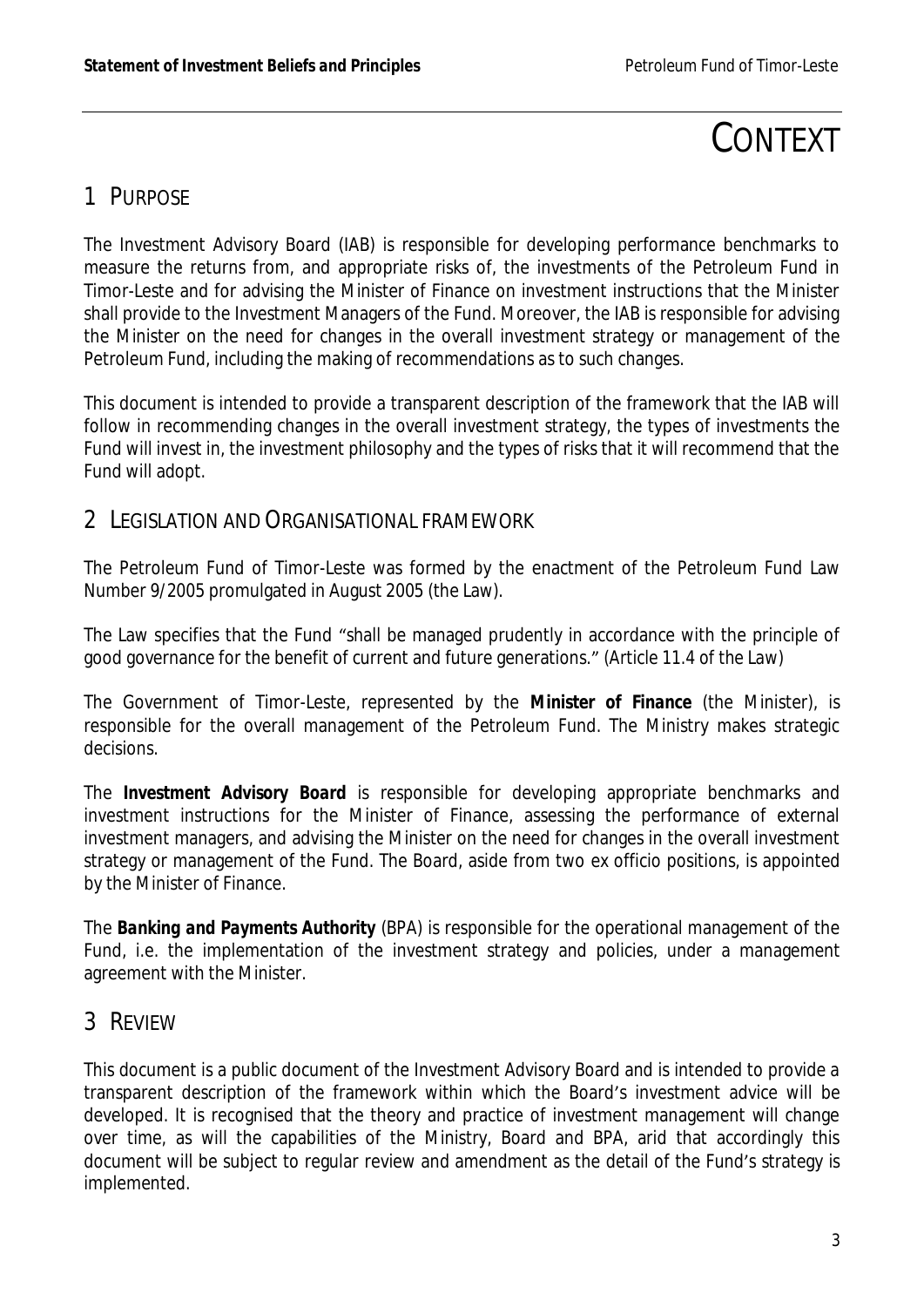# CONTEXT

## 1 PURPOSE

The Investment Advisory Board (IAB) is responsible for developing performance benchmarks to measure the returns from, and appropriate risks of, the investments of the Petroleum Fund in Timor-Leste and for advising the Minister of Finance on investment instructions that the Minister shall provide to the Investment Managers of the Fund. Moreover, the IAB is responsible for advising the Minister on the need for changes in the overall investment strategy or management of the Petroleum Fund, including the making of recommendations as to such changes.

This document is intended to provide a transparent description of the framework that the IAB will follow in recommending changes in the overall investment strategy, the types of investments the Fund will invest in, the investment philosophy and the types of risks that it will recommend that the Fund will adopt.

## 2 LEGISLATION AND ORGANISATIONAL FRAMEWORK

The Petroleum Fund of Timor-Leste was formed by the enactment of the Petroleum Fund Law Number 9/2005 promulgated in August 2005 (the Law).

The Law specifies that the Fund "shall be managed prudently in accordance with the principle of good governance for the benefit of current and future generations." (Article 11.4 of the Law)

The Government of Timor-Leste, represented by the **Minister of Finance** (the Minister), is responsible for the overall management of the Petroleum Fund. The Ministry makes strategic decisions.

The **Investment Advisory Board** is responsible for developing appropriate benchmarks and investment instructions for the Minister of Finance, assessing the performance of external investment managers, and advising the Minister on the need for changes in the overall investment strategy or management of the Fund. The Board, aside from two ex officio positions, is appointed by the Minister of Finance.

The **Banking and Payments Authority** (BPA) is responsible for the operational management of the Fund, i.e. the implementation of the investment strategy and policies, under a management agreement with the Minister.

## 3 REVIEW

This document is a public document of the Investment Advisory Board and is intended to provide a transparent description of the framework within which the Board's investment advice will be developed. It is recognised that the theory and practice of investment management will change over time, as will the capabilities of the Ministry, Board and BPA, arid that accordingly this document will be subject to regular review and amendment as the detail of the Fund's strategy is implemented.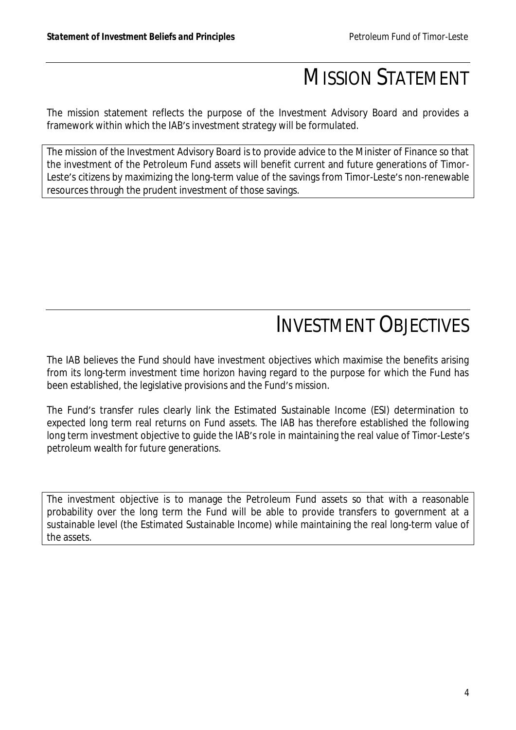# Mission Statement

The mission statement reflects the purpose of the Investment Advisory Board and provides a framework within which the IAB's investment strategy will be formulated.

The mission of the Investment Advisory Board is to provide advice to the Minister of Finance so that the investment of the Petroleum Fund assets will benefit current and future generations of Timor-Leste's citizens by maximizing the long-term value of the savings from Timor-Leste's non-renewable resources through the prudent investment of those savings.

# Investment Objectives

The IAB believes the Fund should have investment objectives which maximise the benefits arising from its long-term investment time horizon having regard to the purpose for which the Fund has been established, the legislative provisions and the Fund's mission.

The Fund's transfer rules clearly link the Estimated Sustainable Income (ESI) determination to expected long term real returns on Fund assets. The IAB has therefore established the following long term investment objective to guide the IAB's role in maintaining the real value of Timor-Leste's petroleum wealth for future generations.

The investment objective is to manage the Petroleum Fund assets so that with a reasonable probability over the long term the Fund will be able to provide transfers to government at a sustainable level (the Estimated Sustainable Income) while maintaining the real long-term value of the assets.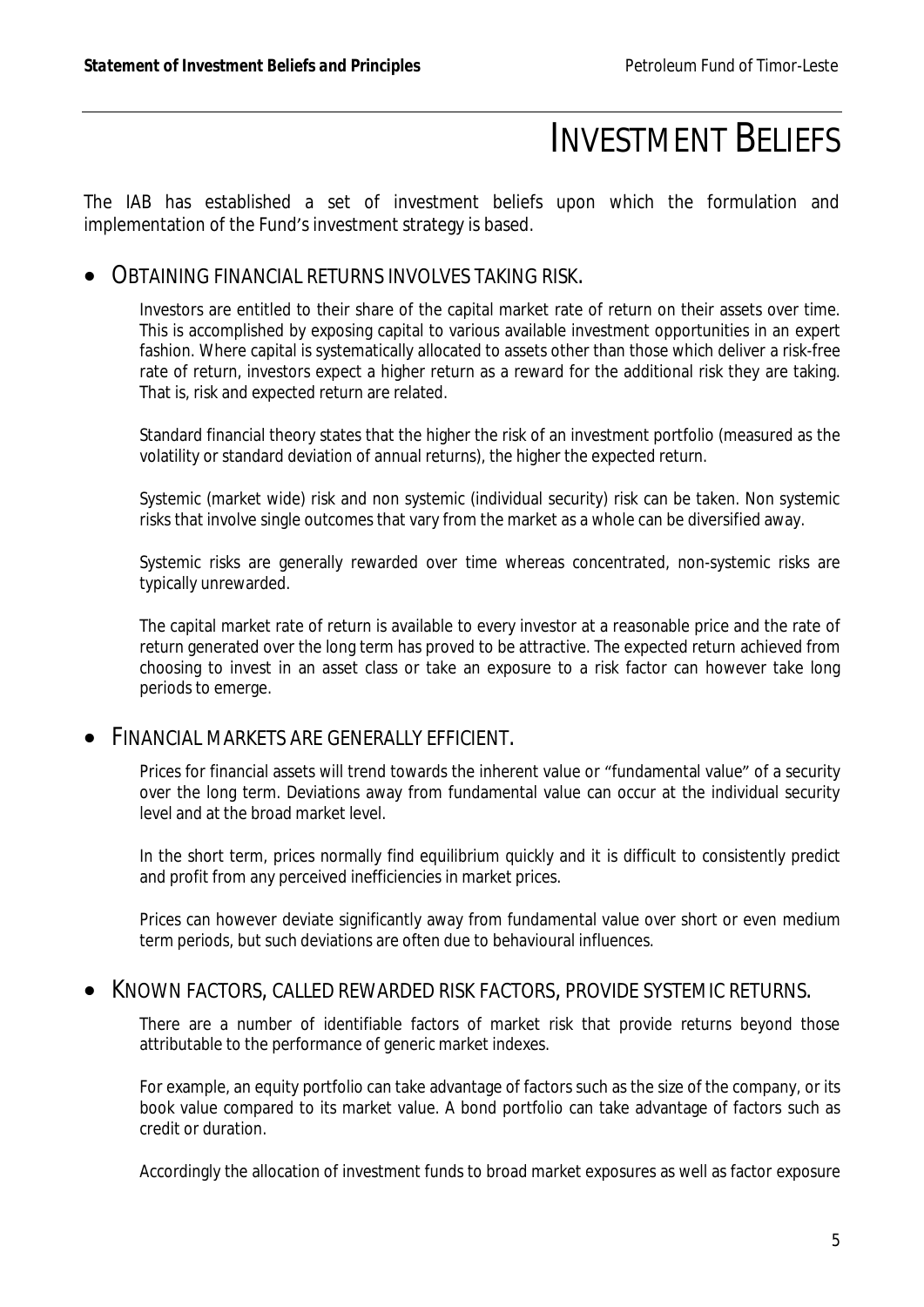# INVESTMENT BELIEFS

The IAB has established a set of investment beliefs upon which the formulation and implementation of the Fund's investment strategy is based.

- ## OBTAINING FINANCIAL RETURNS INVOLVES TAKING RISK.

Investors are entitled to their share of the capital market rate of return on their assets over time. This is accomplished by exposing capital to various available investment opportunities in an expert fashion. Where capital is systematically allocated to assets other than those which deliver a risk-free rate of return, investors expect a higher return as a reward for the additional risk they are taking. That is, risk and expected return are related.

Standard financial theory states that the higher the risk of an investment portfolio (measured as the volatility or standard deviation of annual returns), the higher the expected return.

Systemic (market wide) risk and non systemic (individual security) risk can be taken. Non systemic risks that involve single outcomes that vary from the market as a whole can be diversified away.

Systemic risks are generally rewarded over time whereas concentrated, non-systemic risks are typically unrewarded.

The capital market rate of return is available to every investor at a reasonable price and the rate of return generated over the long term has proved to be attractive. The expected return achieved from choosing to invest in an asset class or take an exposure to a risk factor can however take long periods to emerge.

- ## FINANCIAL MARKETS ARE GENERALLY EFFICIENT.

Prices for financial assets will trend towards the inherent value or "fundamental value" of a security over the long term. Deviations away from fundamental value can occur at the individual security level and at the broad market level.

In the short term, prices normally find equilibrium quickly and it is difficult to consistently predict and profit from any perceived inefficiencies in market prices.

Prices can however deviate significantly away from fundamental value over short or even medium term periods, but such deviations are often due to behavioural influences.

- ## KNOWN FACTORS, CALLED REWARDED RISK FACTORS, PROVIDE SYSTEMIC RETURNS.

There are a number of identifiable factors of market risk that provide returns beyond those attributable to the performance of generic market indexes.

For example, an equity portfolio can take advantage of factors such as the size of the company, or its book value compared to its market value. A bond portfolio can take advantage of factors such as credit or duration.

Accordingly the allocation of investment funds to broad market exposures as well as factor exposure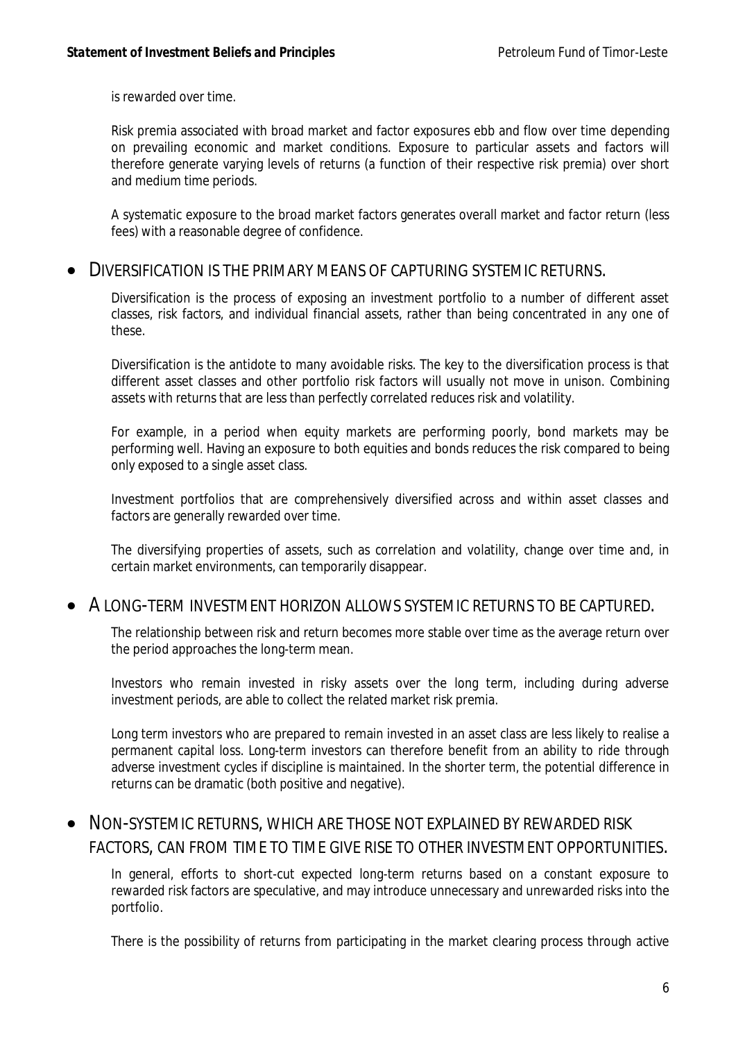is rewarded over time.

Risk premia associated with broad market and factor exposures ebb and flow over time depending on prevailing economic and market conditions. Exposure to particular assets and factors will therefore generate varying levels of returns (a function of their respective risk premia) over short and medium time periods.

A systematic exposure to the broad market factors generates overall market and factor return (less fees) with a reasonable degree of confidence.

- DIVERSIFICATION IS THE PRIMARY MEANS OF CAPTURING SYSTEMIC RETURNS.

  Diversification is the process of exposing an investment portfolio to a number of different asset classes, risk factors, and individual financial assets, rather than being concentrated in any one of these.

  Diversification is the antidote to many avoidable risks. The key to the diversification process is that different asset classes and other portfolio risk factors will usually not move in unison. Combining assets with returns that are less than perfectly correlated reduces risk and volatility.

  For example, in a period when equity markets are performing poorly, bond markets may be performing well. Having an exposure to both equities and bonds reduces the risk compared to being only exposed to a single asset class.

  Investment portfolios that are comprehensively diversified across and within asset classes and factors are generally rewarded over time.

  The diversifying properties of assets, such as correlation and volatility, change over time and, in certain market environments, can temporarily disappear.

- A LONG-TERM INVESTMENT HORIZON ALLOWS SYSTEMIC RETURNS TO BE CAPTURED.

  The relationship between risk and return becomes more stable over time as the average return over the period approaches the long-term mean.

  Investors who remain invested in risky assets over the long term, including during adverse investment periods, are able to collect the related market risk premia.

  Long term investors who are prepared to remain invested in an asset class are less likely to realise a permanent capital loss. Long-term investors can therefore benefit from an ability to ride through adverse investment cycles if discipline is maintained. In the shorter term, the potential difference in returns can be dramatic (both positive and negative).

- NON-SYSTEMIC RETURNS, WHICH ARE THOSE NOT EXPLAINED BY REWARDED RISK FACTORS, CAN FROM TIME TO TIME GIVE RISE TO OTHER INVESTMENT OPPORTUNITIES.

  In general, efforts to short-cut expected long-term returns based on a constant exposure to rewarded risk factors are speculative, and may introduce unnecessary and unrewarded risks into the portfolio.

  There is the possibility of returns from participating in the market clearing process through active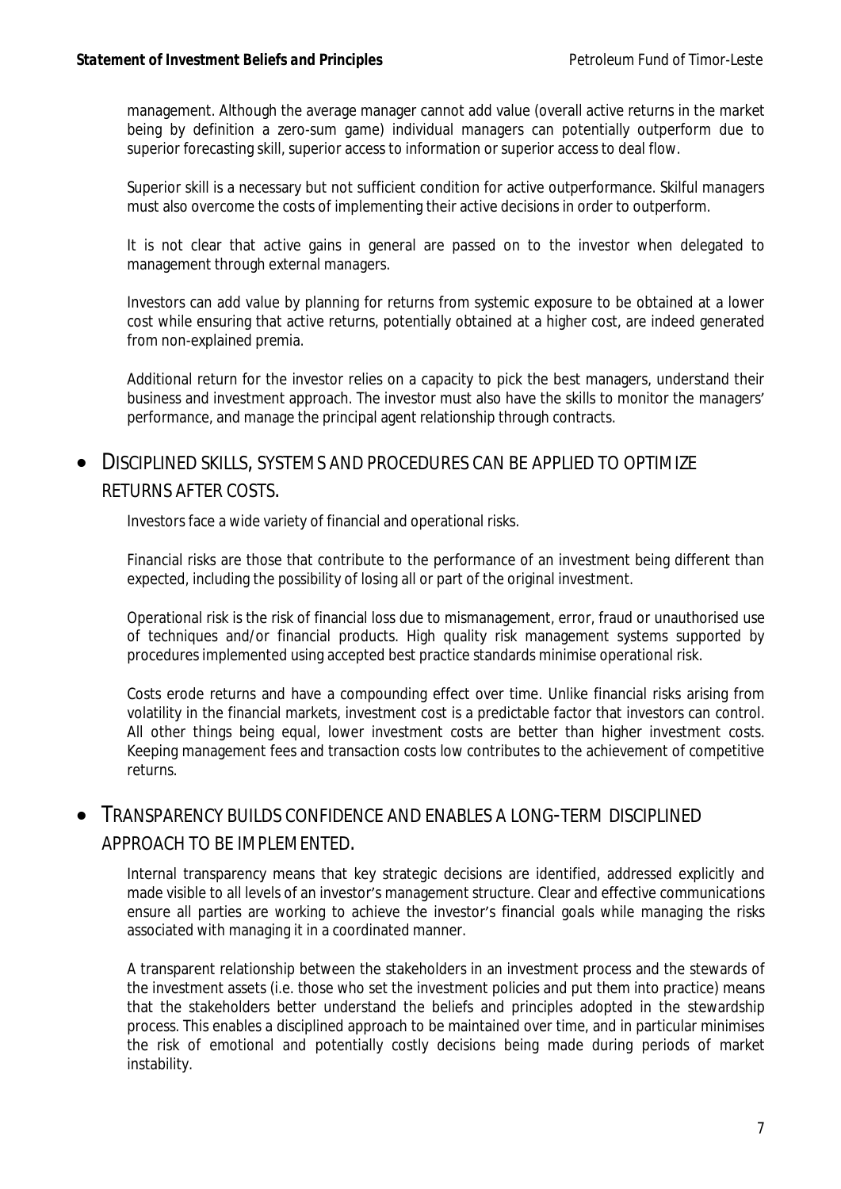management. Although the average manager cannot add value (overall active returns in the market being by definition a zero-sum game) individual managers can potentially outperform due to superior forecasting skill, superior access to information or superior access to deal flow.

Superior skill is a necessary but not sufficient condition for active outperformance. Skilful managers must also overcome the costs of implementing their active decisions in order to outperform.

It is not clear that active gains in general are passed on to the investor when delegated to management through external managers.

Investors can add value by planning for returns from systemic exposure to be obtained at a lower cost while ensuring that active returns, potentially obtained at a higher cost, are indeed generated from non-explained premia.

Additional return for the investor relies on a capacity to pick the best managers, understand their business and investment approach. The investor must also have the skills to monitor the managers' performance, and manage the principal agent relationship through contracts.

- DISCIPLINED SKILLS, SYSTEMS AND PROCEDURES CAN BE APPLIED TO OPTIMIZE RETURNS AFTER COSTS.

Investors face a wide variety of financial and operational risks.

Financial risks are those that contribute to the performance of an investment being different than expected, including the possibility of losing all or part of the original investment.

Operational risk is the risk of financial loss due to mismanagement, error, fraud or unauthorised use of techniques and/or financial products. High quality risk management systems supported by procedures implemented using accepted best practice standards minimise operational risk.

Costs erode returns and have a compounding effect over time. Unlike financial risks arising from volatility in the financial markets, investment cost is a predictable factor that investors can control. All other things being equal, lower investment costs are better than higher investment costs. Keeping management fees and transaction costs low contributes to the achievement of competitive returns.

- TRANSPARENCY BUILDS CONFIDENCE AND ENABLES A LONG-TERM DISCIPLINED APPROACH TO BE IMPLEMENTED.

Internal transparency means that key strategic decisions are identified, addressed explicitly and made visible to all levels of an investor's management structure. Clear and effective communications ensure all parties are working to achieve the investor's financial goals while managing the risks associated with managing it in a coordinated manner.

A transparent relationship between the stakeholders in an investment process and the stewards of the investment assets (i.e. those who set the investment policies and put them into practice) means that the stakeholders better understand the beliefs and principles adopted in the stewardship process. This enables a disciplined approach to be maintained over time, and in particular minimises the risk of emotional and potentially costly decisions being made during periods of market instability.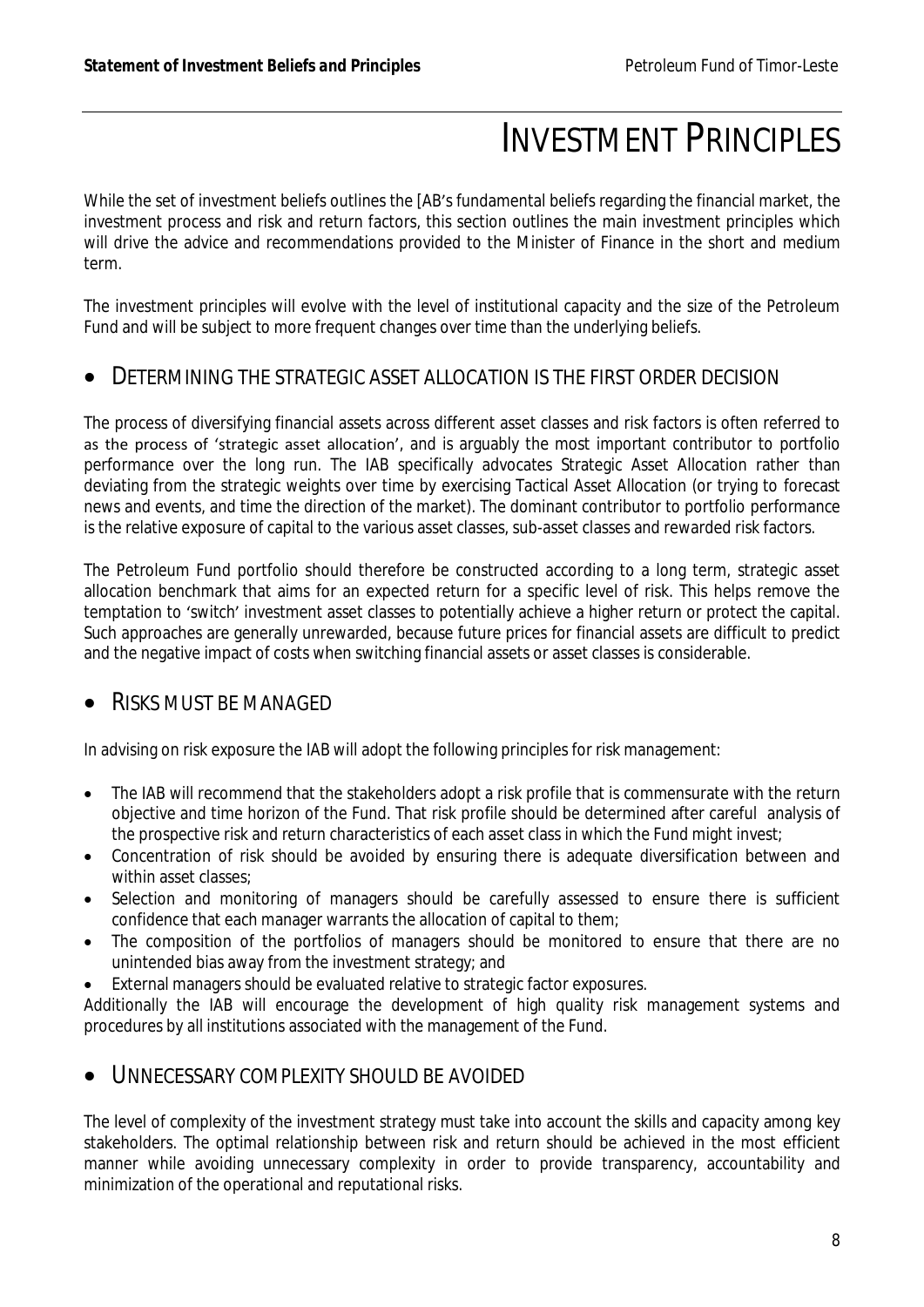# INVESTMENT PRINCIPLES

While the set of investment beliefs outlines the [AB's fundamental beliefs regarding the financial market, the investment process and risk and return factors, this section outlines the main investment principles which will drive the advice and recommendations provided to the Minister of Finance in the short and medium term.

The investment principles will evolve with the level of institutional capacity and the size of the Petroleum Fund and will be subject to more frequent changes over time than the underlying beliefs.

## • DETERMINING THE STRATEGIC ASSET ALLOCATION IS THE FIRST ORDER DECISION

The process of diversifying financial assets across different asset classes and risk factors is often referred to as the process of 'strategic asset allocation', and is arguably the most important contributor to portfolio performance over the long run. The IAB specifically advocates Strategic Asset Allocation rather than deviating from the strategic weights over time by exercising Tactical Asset Allocation (or trying to forecast news and events, and time the direction of the market). The dominant contributor to portfolio performance is the relative exposure of capital to the various asset classes, sub-asset classes and rewarded risk factors.

The Petroleum Fund portfolio should therefore be constructed according to a long term, strategic asset allocation benchmark that aims for an expected return for a specific level of risk. This helps remove the temptation to 'switch' investment asset classes to potentially achieve a higher return or protect the capital. Such approaches are generally unrewarded, because future prices for financial assets are difficult to predict and the negative impact of costs when switching financial assets or asset classes is considerable.

## • RISKS MUST BE MANAGED

In advising on risk exposure the IAB will adopt the following principles for risk management:

- The IAB will recommend that the stakeholders adopt a risk profile that is commensurate with the return objective and time horizon of the Fund. That risk profile should be determined after careful analysis of the prospective risk and return characteristics of each asset class in which the Fund might invest;
- Concentration of risk should be avoided by ensuring there is adequate diversification between and within asset classes;
- Selection and monitoring of managers should be carefully assessed to ensure there is sufficient confidence that each manager warrants the allocation of capital to them;
- The composition of the portfolios of managers should be monitored to ensure that there are no unintended bias away from the investment strategy; and
- External managers should be evaluated relative to strategic factor exposures.

Additionally the IAB will encourage the development of high quality risk management systems and procedures by all institutions associated with the management of the Fund.

## • UNNECESSARY COMPLEXITY SHOULD BE AVOIDED

The level of complexity of the investment strategy must take into account the skills and capacity among key stakeholders. The optimal relationship between risk and return should be achieved in the most efficient manner while avoiding unnecessary complexity in order to provide transparency, accountability and minimization of the operational and reputational risks.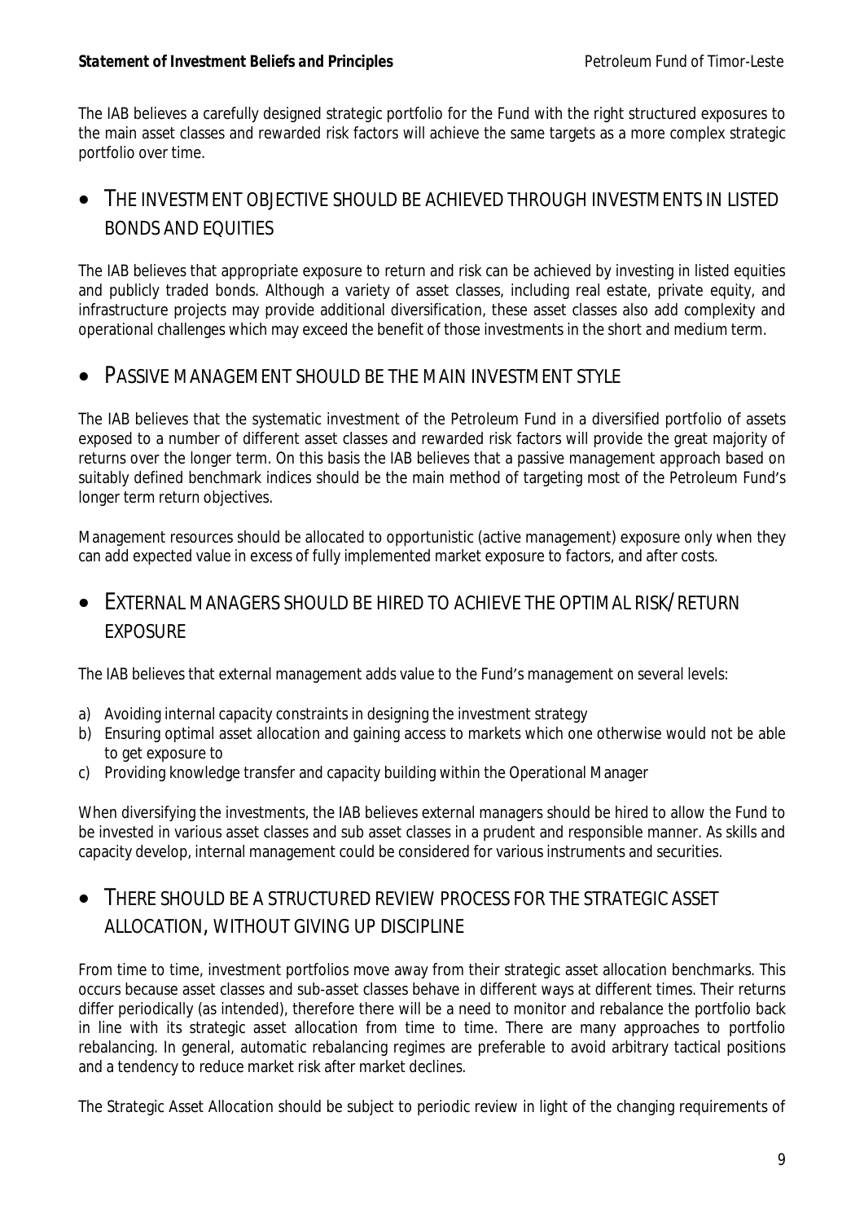The IAB believes a carefully designed strategic portfolio for the Fund with the right structured exposures to the main asset classes and rewarded risk factors will achieve the same targets as a more complex strategic portfolio over time.

## THE INVESTMENT OBJECTIVE SHOULD BE ACHIEVED THROUGH INVESTMENTS IN LISTED BONDS AND EQUITIES

The IAB believes that appropriate exposure to return and risk can be achieved by investing in listed equities and publicly traded bonds. Although a variety of asset classes, including real estate, private equity, and infrastructure projects may provide additional diversification, these asset classes also add complexity and operational challenges which may exceed the benefit of those investments in the short and medium term.

## PASSIVE MANAGEMENT SHOULD BE THE MAIN INVESTMENT STYLE

The IAB believes that the systematic investment of the Petroleum Fund in a diversified portfolio of assets exposed to a number of different asset classes and rewarded risk factors will provide the great majority of returns over the longer term. On this basis the IAB believes that a passive management approach based on suitably defined benchmark indices should be the main method of targeting most of the Petroleum Fund's longer term return objectives.

Management resources should be allocated to opportunistic (active management) exposure only when they can add expected value in excess of fully implemented market exposure to factors, and after costs.

## EXTERNAL MANAGERS SHOULD BE HIRED TO ACHIEVE THE OPTIMAL RISK/RETURN EXPOSURE

The IAB believes that external management adds value to the Fund's management on several levels:

a) Avoiding internal capacity constraints in designing the investment strategy
b) Ensuring optimal asset allocation and gaining access to markets which one otherwise would not be able to get exposure to
c) Providing knowledge transfer and capacity building within the Operational Manager

When diversifying the investments, the IAB believes external managers should be hired to allow the Fund to be invested in various asset classes and sub asset classes in a prudent and responsible manner. As skills and capacity develop, internal management could be considered for various instruments and securities.

## THERE SHOULD BE A STRUCTURED REVIEW PROCESS FOR THE STRATEGIC ASSET ALLOCATION, WITHOUT GIVING UP DISCIPLINE

From time to time, investment portfolios move away from their strategic asset allocation benchmarks. This occurs because asset classes and sub-asset classes behave in different ways at different times. Their returns differ periodically (as intended), therefore there will be a need to monitor and rebalance the portfolio back in line with its strategic asset allocation from time to time. There are many approaches to portfolio rebalancing. In general, automatic rebalancing regimes are preferable to avoid arbitrary tactical positions and a tendency to reduce market risk after market declines.

The Strategic Asset Allocation should be subject to periodic review in light of the changing requirements of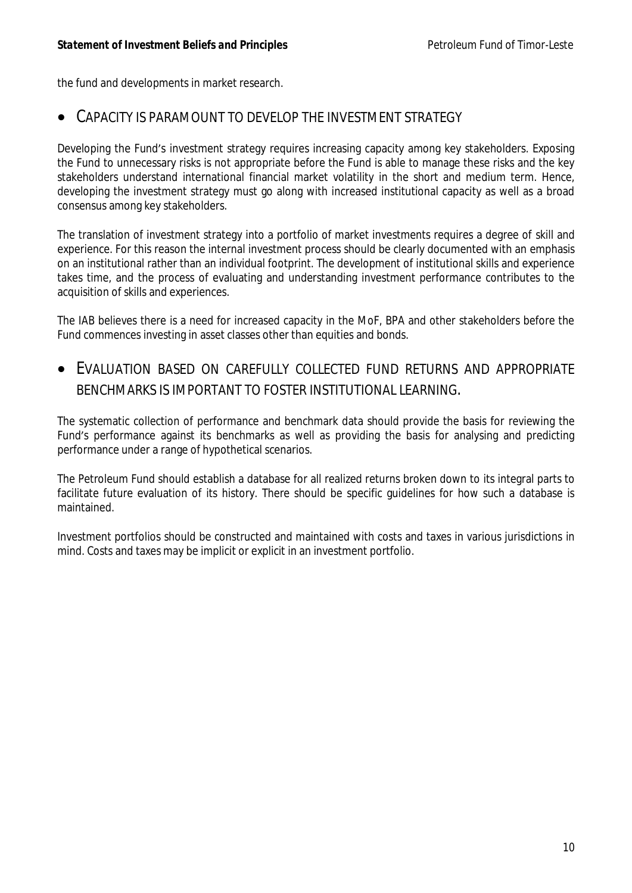the fund and developments in market research.

- ## CAPACITY IS PARAMOUNT TO DEVELOP THE INVESTMENT STRATEGY

Developing the Fund's investment strategy requires increasing capacity among key stakeholders. Exposing the Fund to unnecessary risks is not appropriate before the Fund is able to manage these risks and the key stakeholders understand international financial market volatility in the short and medium term. Hence, developing the investment strategy must go along with increased institutional capacity as well as a broad consensus among key stakeholders.

The translation of investment strategy into a portfolio of market investments requires a degree of skill and experience. For this reason the internal investment process should be clearly documented with an emphasis on an institutional rather than an individual footprint. The development of institutional skills and experience takes time, and the process of evaluating and understanding investment performance contributes to the acquisition of skills and experiences.

The IAB believes there is a need for increased capacity in the MoF, BPA and other stakeholders before the Fund commences investing in asset classes other than equities and bonds.

- ## EVALUATION BASED ON CAREFULLY COLLECTED FUND RETURNS AND APPROPRIATE BENCHMARKS IS IMPORTANT TO FOSTER INSTITUTIONAL LEARNING.

The systematic collection of performance and benchmark data should provide the basis for reviewing the Fund's performance against its benchmarks as well as providing the basis for analysing and predicting performance under a range of hypothetical scenarios.

The Petroleum Fund should establish a database for all realized returns broken down to its integral parts to facilitate future evaluation of its history. There should be specific guidelines for how such a database is maintained.

Investment portfolios should be constructed and maintained with costs and taxes in various jurisdictions in mind. Costs and taxes may be implicit or explicit in an investment portfolio.